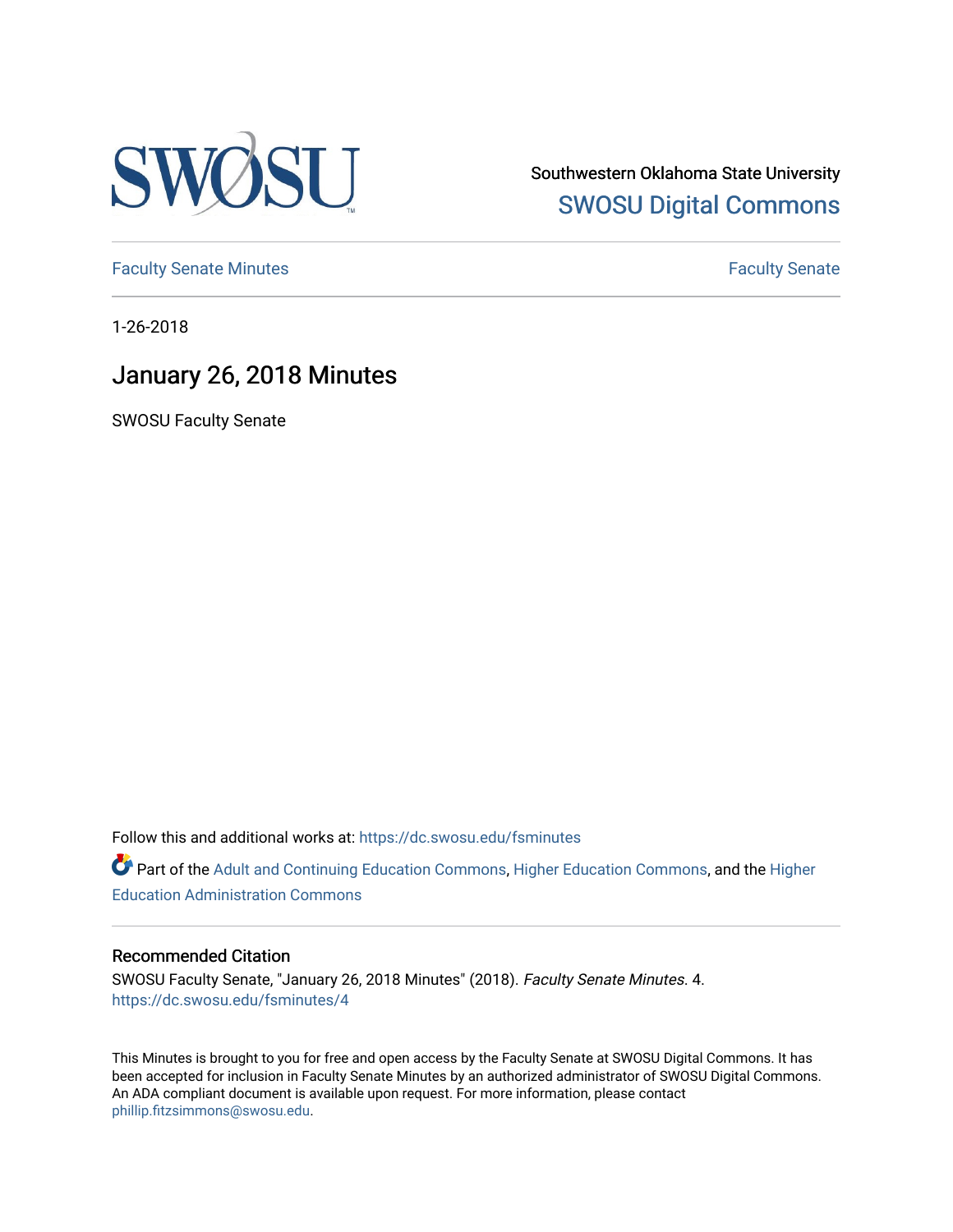Southwestern Oklahoma State University

SWOSU Digital Commons

Faculty Senate Minutes

Faculty Senate

1-26-2018

# January 26, 2018 Minutes

SWOSU Faculty Senate

Follow this and additional works at: https://dc.swosu.edu/fsminutes

Part of the Adult and Continuing Education Commons, Higher Education Commons, and the Higher Education Administration Commons

### Recommended Citation

SWOSU Faculty Senate, "January 26, 2018 Minutes" (2018). *Faculty Senate Minutes*. 4.
https://dc.swosu.edu/fsminutes/4

This Minutes is brought to you for free and open access by the Faculty Senate at SWOSU Digital Commons. It has been accepted for inclusion in Faculty Senate Minutes by an authorized administrator of SWOSU Digital Commons. An ADA compliant document is available upon request. For more information, please contact phillip.fitzsimmons@swosu.edu.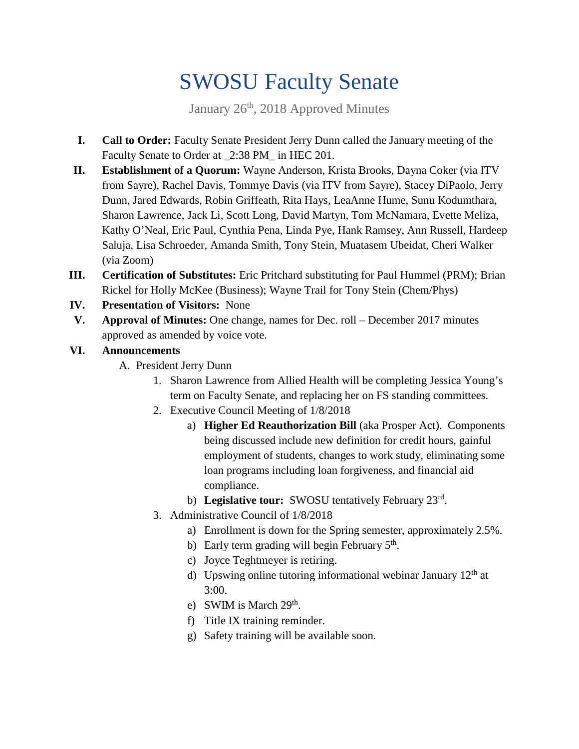# SWOSU Faculty Senate

January 26th, 2018 Approved Minutes

I. **Call to Order:** Faculty Senate President Jerry Dunn called the January meeting of the Faculty Senate to Order at _2:38 PM_ in HEC 201.

II. **Establishment of a Quorum:** Wayne Anderson, Krista Brooks, Dayna Coker (via ITV from Sayre), Rachel Davis, Tommye Davis (via ITV from Sayre), Stacey DiPaolo, Jerry Dunn, Jared Edwards, Robin Griffeath, Rita Hays, LeaAnne Hume, Sunu Kodumthara, Sharon Lawrence, Jack Li, Scott Long, David Martyn, Tom McNamara, Evette Meliza, Kathy O'Neal, Eric Paul, Cynthia Pena, Linda Pye, Hank Ramsey, Ann Russell, Hardeep Saluja, Lisa Schroeder, Amanda Smith, Tony Stein, Muatasem Ubeidat, Cheri Walker (via Zoom)

III. **Certification of Substitutes:** Eric Pritchard substituting for Paul Hummel (PRM); Brian Rickel for Holly McKee (Business); Wayne Trail for Tony Stein (Chem/Phys)

IV. **Presentation of Visitors:** None

V. **Approval of Minutes:** One change, names for Dec. roll – December 2017 minutes approved as amended by voice vote.

VI. **Announcements**

A. President Jerry Dunn

1. Sharon Lawrence from Allied Health will be completing Jessica Young's term on Faculty Senate, and replacing her on FS standing committees.
2. Executive Council Meeting of 1/8/2018
   a) **Higher Ed Reauthorization Bill** (aka Prosper Act). Components being discussed include new definition for credit hours, gainful employment of students, changes to work study, eliminating some loan programs including loan forgiveness, and financial aid compliance.
   b) **Legislative tour:** SWOSU tentatively February 23rd.
3. Administrative Council of 1/8/2018
   a) Enrollment is down for the Spring semester, approximately 2.5%.
   b) Early term grading will begin February 5th.
   c) Joyce Teghtmeyer is retiring.
   d) Upswing online tutoring informational webinar January 12th at 3:00.
   e) SWIM is March 29th.
   f) Title IX training reminder.
   g) Safety training will be available soon.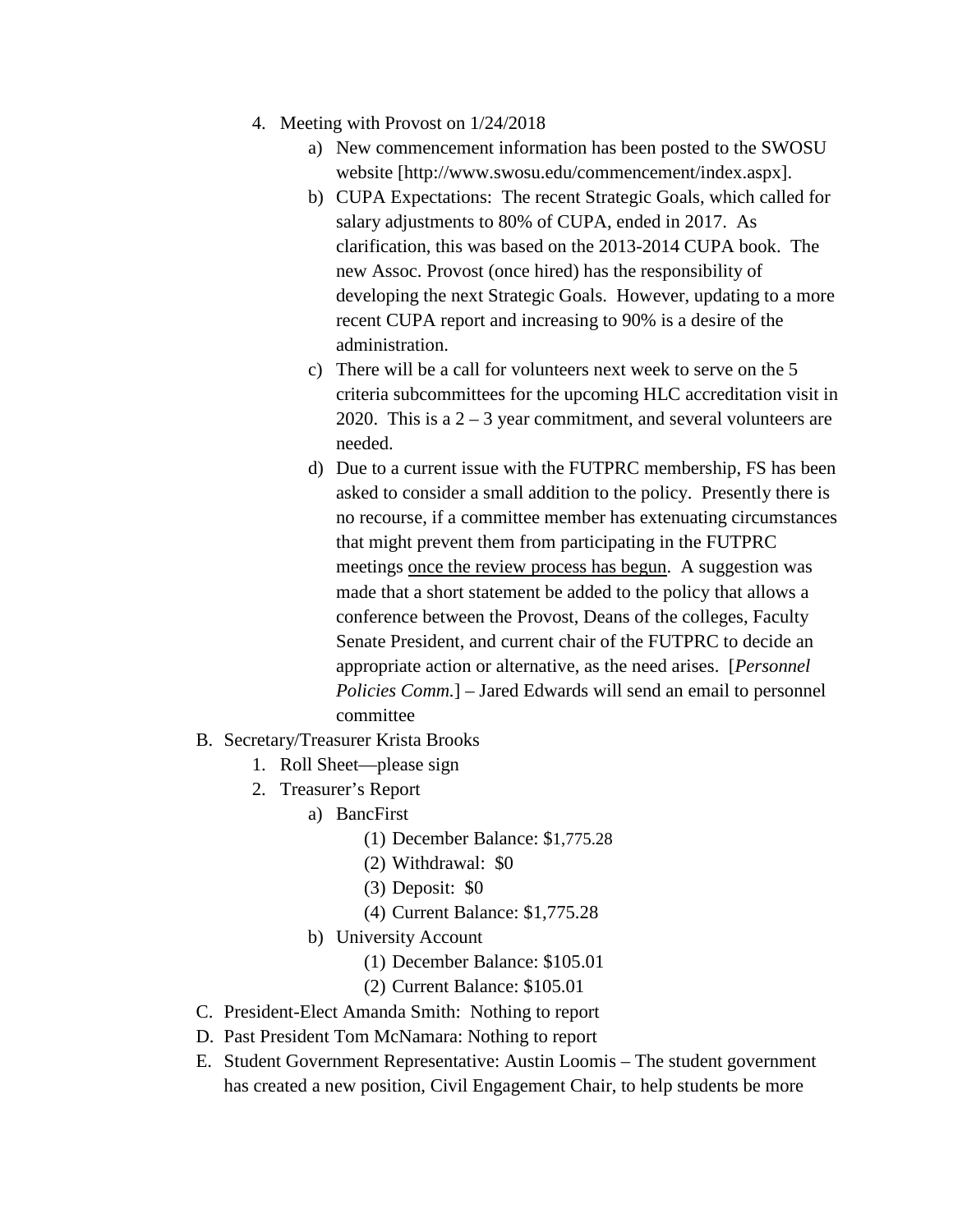4. Meeting with Provost on 1/24/2018
    a) New commencement information has been posted to the SWOSU website [http://www.swosu.edu/commencement/index.aspx].
    b) CUPA Expectations: The recent Strategic Goals, which called for salary adjustments to 80% of CUPA, ended in 2017. As clarification, this was based on the 2013-2014 CUPA book. The new Assoc. Provost (once hired) has the responsibility of developing the next Strategic Goals. However, updating to a more recent CUPA report and increasing to 90% is a desire of the administration.
    c) There will be a call for volunteers next week to serve on the 5 criteria subcommittees for the upcoming HLC accreditation visit in 2020. This is a 2 – 3 year commitment, and several volunteers are needed.
    d) Due to a current issue with the FUTPRC membership, FS has been asked to consider a small addition to the policy. Presently there is no recourse, if a committee member has extenuating circumstances that might prevent them from participating in the FUTPRC meetings <u>once the review process has begun</u>. A suggestion was made that a short statement be added to the policy that allows a conference between the Provost, Deans of the colleges, Faculty Senate President, and current chair of the FUTPRC to decide an appropriate action or alternative, as the need arises. [*Personnel Policies Comm.*] – Jared Edwards will send an email to personnel committee

B. Secretary/Treasurer Krista Brooks
1. Roll Sheet—please sign
2. Treasurer's Report
    a) BancFirst
        (1) December Balance: $1,775.28
        (2) Withdrawal: $0
        (3) Deposit: $0
        (4) Current Balance: $1,775.28
    b) University Account
        (1) December Balance: $105.01
        (2) Current Balance: $105.01

C. President-Elect Amanda Smith: Nothing to report

D. Past President Tom McNamara: Nothing to report

E. Student Government Representative: Austin Loomis – The student government has created a new position, Civil Engagement Chair, to help students be more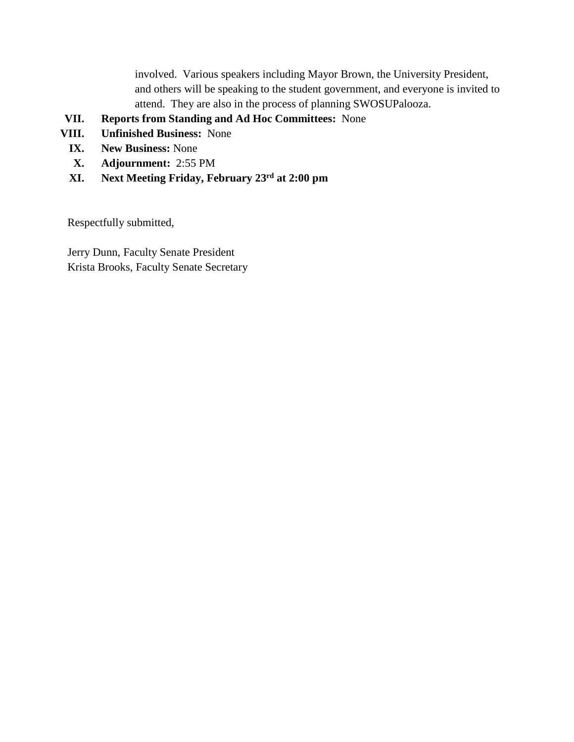involved. Various speakers including Mayor Brown, the University President, and others will be speaking to the student government, and everyone is invited to attend. They are also in the process of planning SWOSUPalooza.

VII. **Reports from Standing and Ad Hoc Committees:** None

VIII. **Unfinished Business:** None

IX. **New Business:** None

X. **Adjournment:** 2:55 PM

XI. **Next Meeting Friday, February 23rd at 2:00 pm**

Respectfully submitted,

Jerry Dunn, Faculty Senate President
Krista Brooks, Faculty Senate Secretary